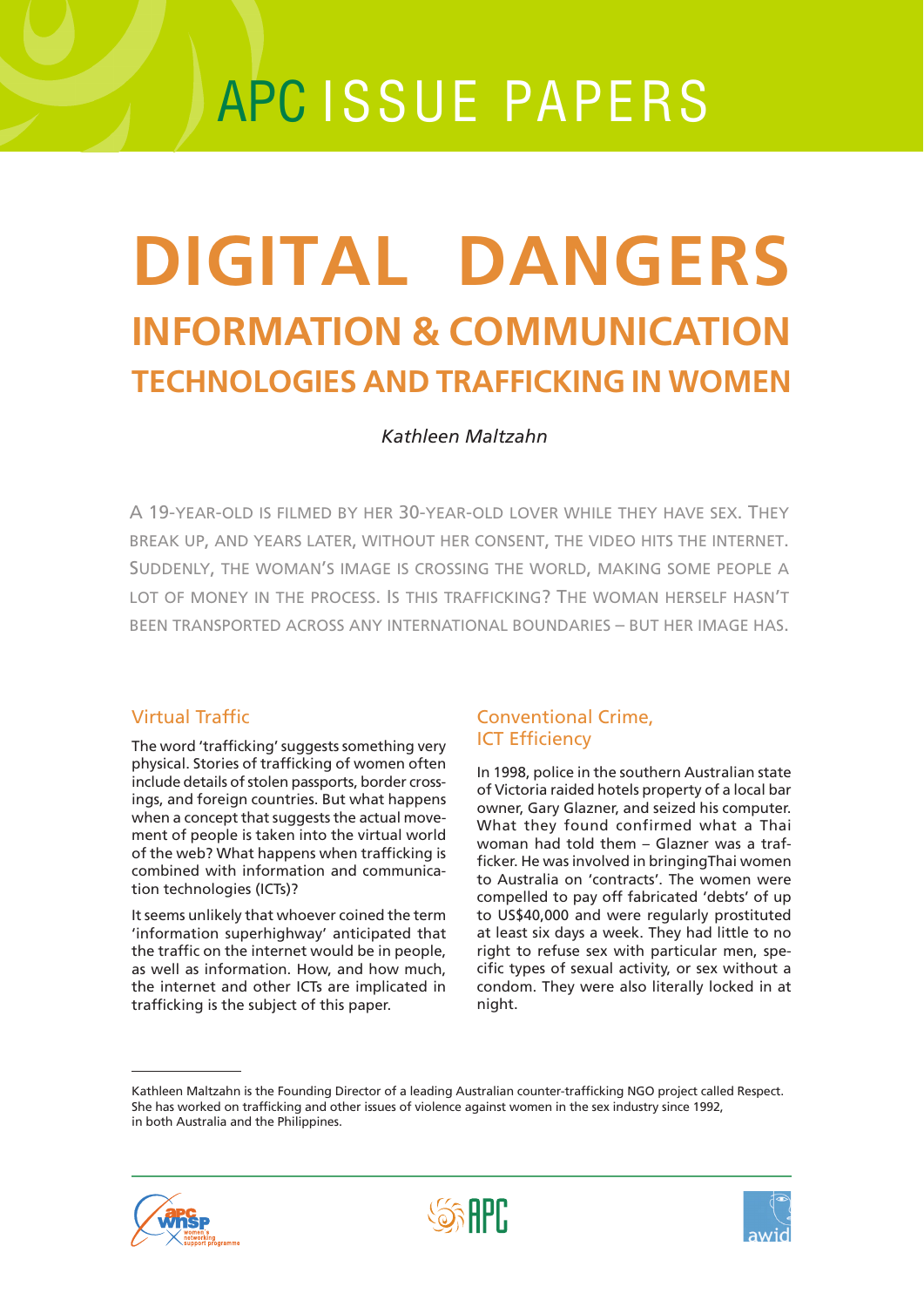APC ISSUE PAPERS

# DIGITAL DANGERS

## INFORMATION & COMMUNICATION TECHNOLOGIES AND TRAFFICKING IN WOMEN

*Kathleen Maltzahn*

A 19-YEAR-OLD IS FILMED BY HER 30-YEAR-OLD LOVER WHILE THEY HAVE SEX. THEY BREAK UP, AND YEARS LATER, WITHOUT HER CONSENT, THE VIDEO HITS THE INTERNET. SUDDENLY, THE WOMAN'S IMAGE IS CROSSING THE WORLD, MAKING SOME PEOPLE A LOT OF MONEY IN THE PROCESS. IS THIS TRAFFICKING? THE WOMAN HERSELF HASN'T BEEN TRANSPORTED ACROSS ANY INTERNATIONAL BOUNDARIES – BUT HER IMAGE HAS.

### Virtual Traffic

The word 'trafficking' suggests something very physical. Stories of trafficking of women often include details of stolen passports, border crossings, and foreign countries. But what happens when a concept that suggests the actual movement of people is taken into the virtual world of the web? What happens when trafficking is combined with information and communication technologies (ICTs)?

It seems unlikely that whoever coined the term 'information superhighway' anticipated that the traffic on the internet would be in people, as well as information. How, and how much, the internet and other ICTs are implicated in trafficking is the subject of this paper.

### Conventional Crime, ICT Efficiency

In 1998, police in the southern Australian state of Victoria raided hotels property of a local bar owner, Gary Glazner, and seized his computer. What they found confirmed what a Thai woman had told them – Glazner was a trafficker. He was involved in bringingThai women to Australia on 'contracts'. The women were compelled to pay off fabricated 'debts' of up to US$40,000 and were regularly prostituted at least six days a week. They had little to no right to refuse sex with particular men, specific types of sexual activity, or sex without a condom. They were also literally locked in at night.

---

Kathleen Maltzahn is the Founding Director of a leading Australian counter-trafficking NGO project called Respect. She has worked on trafficking and other issues of violence against women in the sex industry since 1992, in both Australia and the Philippines.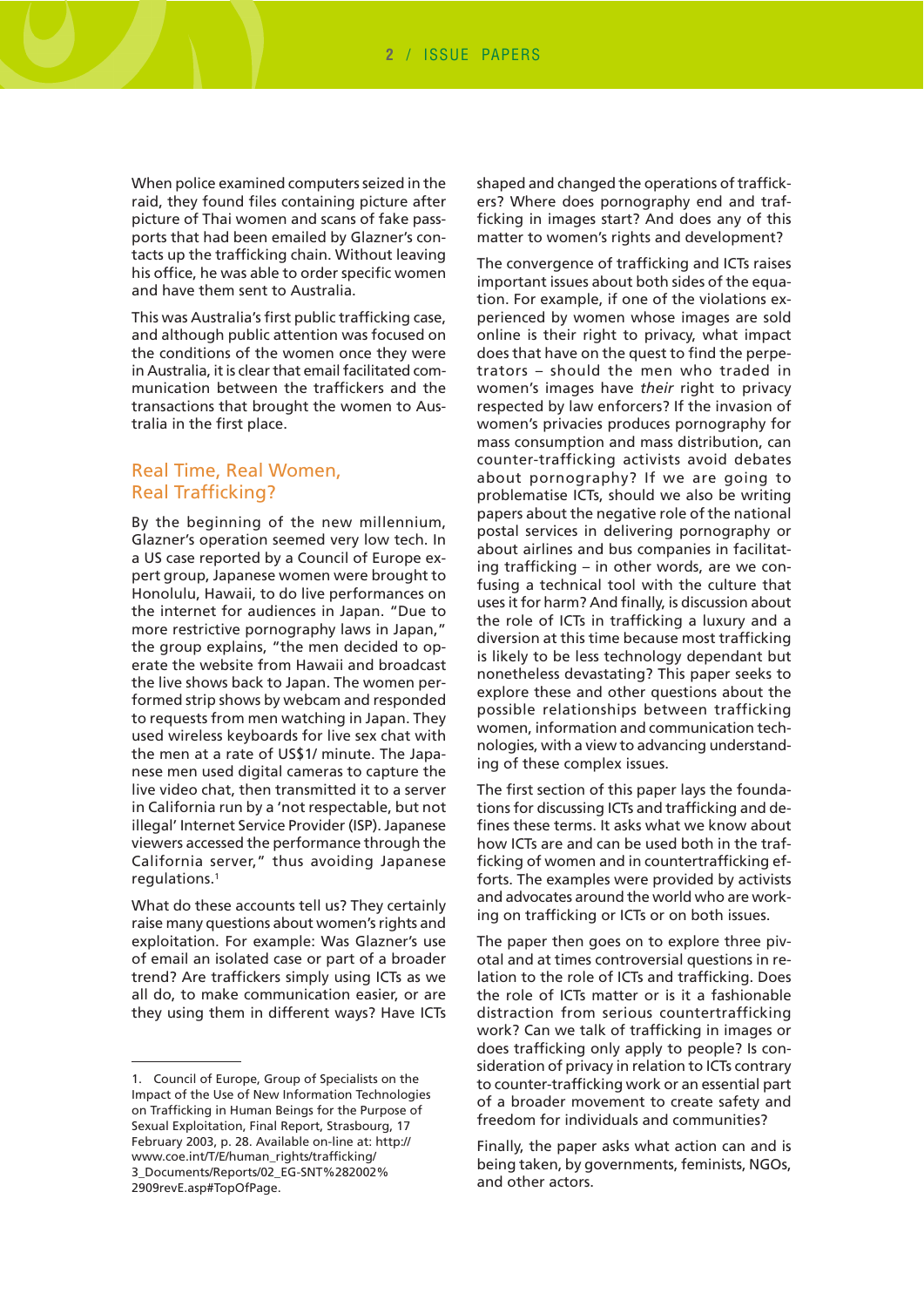When police examined computers seized in the raid, they found files containing picture after picture of Thai women and scans of fake passports that had been emailed by Glazner's contacts up the trafficking chain. Without leaving his office, he was able to order specific women and have them sent to Australia.

This was Australia's first public trafficking case, and although public attention was focused on the conditions of the women once they were in Australia, it is clear that email facilitated communication between the traffickers and the transactions that brought the women to Australia in the first place.

## Real Time, Real Women, Real Trafficking?

By the beginning of the new millennium, Glazner's operation seemed very low tech. In a US case reported by a Council of Europe expert group, Japanese women were brought to Honolulu, Hawaii, to do live performances on the internet for audiences in Japan. "Due to more restrictive pornography laws in Japan," the group explains, "the men decided to operate the website from Hawaii and broadcast the live shows back to Japan. The women performed strip shows by webcam and responded to requests from men watching in Japan. They used wireless keyboards for live sex chat with the men at a rate of US$1/ minute. The Japanese men used digital cameras to capture the live video chat, then transmitted it to a server in California run by a 'not respectable, but not illegal' Internet Service Provider (ISP). Japanese viewers accessed the performance through the California server," thus avoiding Japanese regulations.[1]

What do these accounts tell us? They certainly raise many questions about women's rights and exploitation. For example: Was Glazner's use of email an isolated case or part of a broader trend? Are traffickers simply using ICTs as we all do, to make communication easier, or are they using them in different ways? Have ICTs shaped and changed the operations of traffickers? Where does pornography end and trafficking in images start? And does any of this matter to women's rights and development?

The convergence of trafficking and ICTs raises important issues about both sides of the equation. For example, if one of the violations experienced by women whose images are sold online is their right to privacy, what impact does that have on the quest to find the perpetrators – should the men who traded in women's images have *their* right to privacy respected by law enforcers? If the invasion of women's privacies produces pornography for mass consumption and mass distribution, can counter-trafficking activists avoid debates about pornography? If we are going to problematise ICTs, should we also be writing papers about the negative role of the national postal services in delivering pornography or about airlines and bus companies in facilitating trafficking – in other words, are we confusing a technical tool with the culture that uses it for harm? And finally, is discussion about the role of ICTs in trafficking a luxury and a diversion at this time because most trafficking is likely to be less technology dependant but nonetheless devastating? This paper seeks to explore these and other questions about the possible relationships between trafficking women, information and communication technologies, with a view to advancing understanding of these complex issues.

The first section of this paper lays the foundations for discussing ICTs and trafficking and defines these terms. It asks what we know about how ICTs are and can be used both in the trafficking of women and in countertrafficking efforts. The examples were provided by activists and advocates around the world who are working on trafficking or ICTs or on both issues.

The paper then goes on to explore three pivotal and at times controversial questions in relation to the role of ICTs and trafficking. Does the role of ICTs matter or is it a fashionable distraction from serious countertrafficking work? Can we talk of trafficking in images or does trafficking only apply to people? Is consideration of privacy in relation to ICTs contrary to counter-trafficking work or an essential part of a broader movement to create safety and freedom for individuals and communities?

Finally, the paper asks what action can and is being taken, by governments, feminists, NGOs, and other actors.

---

1. Council of Europe, Group of Specialists on the Impact of the Use of New Information Technologies on Trafficking in Human Beings for the Purpose of Sexual Exploitation, Final Report, Strasbourg, 17 February 2003, p. 28. Available on-line at: http://www.coe.int/T/E/human_rights/trafficking/3_Documents/Reports/02_EG-SNT%282002%2909revE.asp#TopOfPage.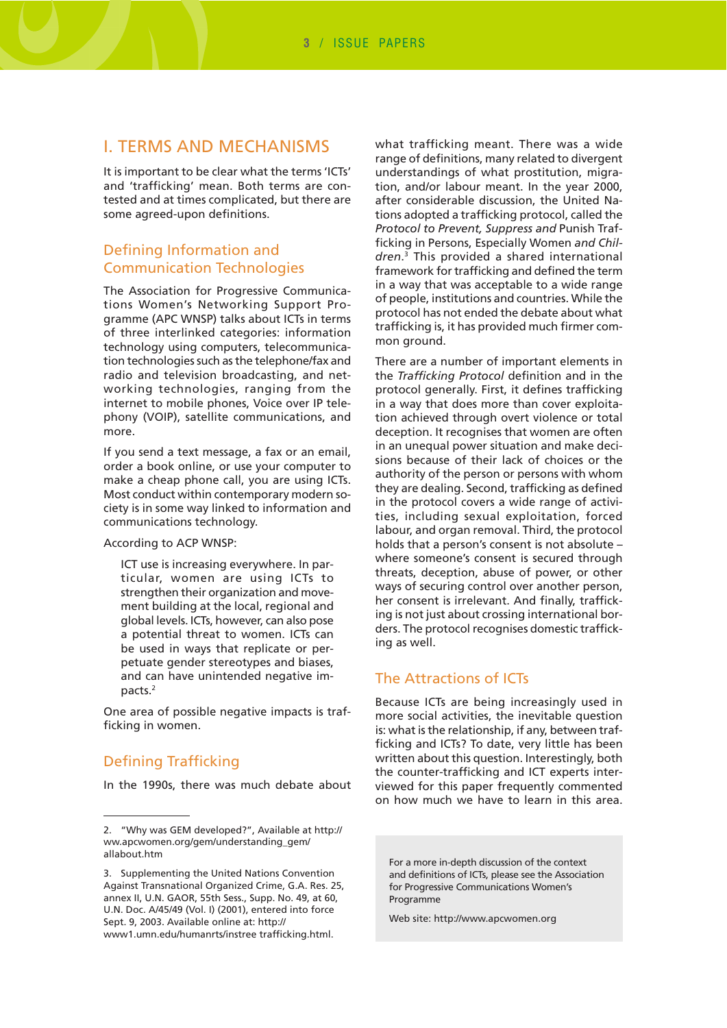# I. TERMS AND MECHANISMS

It is important to be clear what the terms 'ICTs' and 'trafficking' mean. Both terms are contested and at times complicated, but there are some agreed-upon definitions.

## Defining Information and Communication Technologies

The Association for Progressive Communications Women's Networking Support Programme (APC WNSP) talks about ICTs in terms of three interlinked categories: information technology using computers, telecommunication technologies such as the telephone/fax and radio and television broadcasting, and networking technologies, ranging from the internet to mobile phones, Voice over IP telephony (VOIP), satellite communications, and more.

If you send a text message, a fax or an email, order a book online, or use your computer to make a cheap phone call, you are using ICTs. Most conduct within contemporary modern society is in some way linked to information and communications technology.

According to ACP WNSP:

> ICT use is increasing everywhere. In particular, women are using ICTs to strengthen their organization and movement building at the local, regional and global levels. ICTs, however, can also pose a potential threat to women. ICTs can be used in ways that replicate or perpetuate gender stereotypes and biases, and can have unintended negative impacts.[2]

One area of possible negative impacts is trafficking in women.

## Defining Trafficking

In the 1990s, there was much debate about what trafficking meant. There was a wide range of definitions, many related to divergent understandings of what prostitution, migration, and/or labour meant. In the year 2000, after considerable discussion, the United Nations adopted a trafficking protocol, called the *Protocol to Prevent, Suppress and* Punish Trafficking in Persons, Especially Women *and Children*.[3] This provided a shared international framework for trafficking and defined the term in a way that was acceptable to a wide range of people, institutions and countries. While the protocol has not ended the debate about what trafficking is, it has provided much firmer common ground.

There are a number of important elements in the *Trafficking Protocol* definition and in the protocol generally. First, it defines trafficking in a way that does more than cover exploitation achieved through overt violence or total deception. It recognises that women are often in an unequal power situation and make decisions because of their lack of choices or the authority of the person or persons with whom they are dealing. Second, trafficking as defined in the protocol covers a wide range of activities, including sexual exploitation, forced labour, and organ removal. Third, the protocol holds that a person's consent is not absolute – where someone's consent is secured through threats, deception, abuse of power, or other ways of securing control over another person, her consent is irrelevant. And finally, trafficking is not just about crossing international borders. The protocol recognises domestic trafficking as well.

## The Attractions of ICTs

Because ICTs are being increasingly used in more social activities, the inevitable question is: what is the relationship, if any, between trafficking and ICTs? To date, very little has been written about this question. Interestingly, both the counter-trafficking and ICT experts interviewed for this paper frequently commented on how much we have to learn in this area.

> For a more in-depth discussion of the context and definitions of ICTs, please see the Association for Progressive Communications Women's Programme
>
> Web site: http://www.apcwomen.org

---

2. "Why was GEM developed?", Available at http://www.apcwomen.org/gem/understanding_gem/allabout.htm

3. Supplementing the United Nations Convention Against Transnational Organized Crime, G.A. Res. 25, annex II, U.N. GAOR, 55th Sess., Supp. No. 49, at 60, U.N. Doc. A/45/49 (Vol. I) (2001), entered into force Sept. 9, 2003. Available online at: http://www1.umn.edu/humanrts/instree trafficking.html.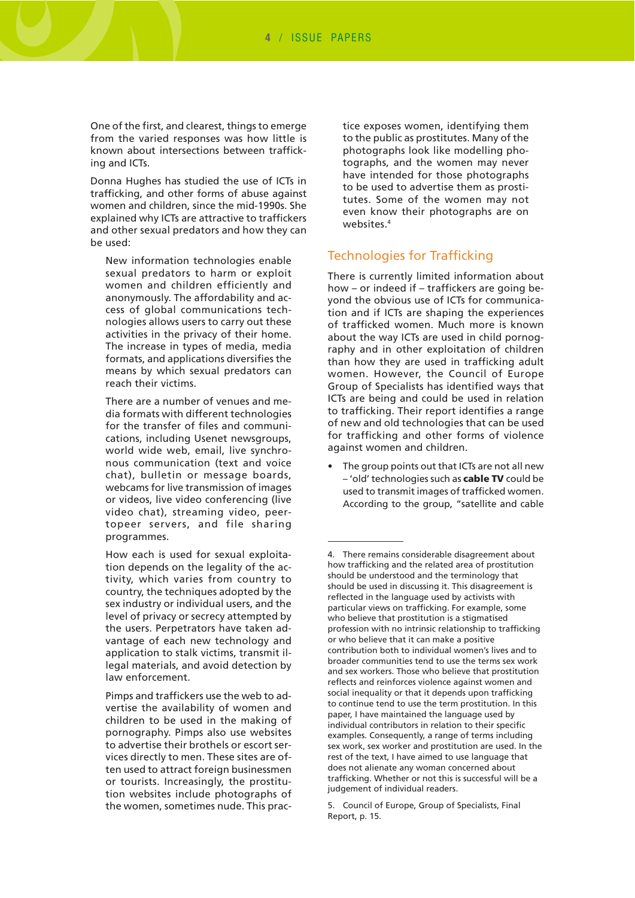One of the first, and clearest, things to emerge from the varied responses was how little is known about intersections between trafficking and ICTs.

Donna Hughes has studied the use of ICTs in trafficking, and other forms of abuse against women and children, since the mid-1990s. She explained why ICTs are attractive to traffickers and other sexual predators and how they can be used:

> New information technologies enable sexual predators to harm or exploit women and children efficiently and anonymously. The affordability and access of global communications technologies allows users to carry out these activities in the privacy of their home. The increase in types of media, media formats, and applications diversifies the means by which sexual predators can reach their victims.
>
> There are a number of venues and media formats with different technologies for the transfer of files and communications, including Usenet newsgroups, world wide web, email, live synchronous communication (text and voice chat), bulletin or message boards, webcams for live transmission of images or videos, live video conferencing (live video chat), streaming video, peer-topeer servers, and file sharing programmes.
>
> How each is used for sexual exploitation depends on the legality of the activity, which varies from country to country, the techniques adopted by the sex industry or individual users, and the level of privacy or secrecy attempted by the users. Perpetrators have taken advantage of each new technology and application to stalk victims, transmit illegal materials, and avoid detection by law enforcement.
>
> Pimps and traffickers use the web to advertise the availability of women and children to be used in the making of pornography. Pimps also use websites to advertise their brothels or escort services directly to men. These sites are often used to attract foreign businessmen or tourists. Increasingly, the prostitution websites include photographs of the women, sometimes nude. This practice exposes women, identifying them to the public as prostitutes. Many of the photographs look like modelling photographs, and the women may never have intended for those photographs to be used to advertise them as prostitutes. Some of the women may not even know their photographs are on websites.[4]

## Technologies for Trafficking

There is currently limited information about how – or indeed if – traffickers are going beyond the obvious use of ICTs for communication and if ICTs are shaping the experiences of trafficked women. Much more is known about the way ICTs are used in child pornography and in other exploitation of children than how they are used in trafficking adult women. However, the Council of Europe Group of Specialists has identified ways that ICTs are being and could be used in relation to trafficking. Their report identifies a range of new and old technologies that can be used for trafficking and other forms of violence against women and children.

- The group points out that ICTs are not all new – 'old' technologies such as **cable TV** could be used to transmit images of trafficked women. According to the group, "satellite and cable

---

4. There remains considerable disagreement about how trafficking and the related area of prostitution should be understood and the terminology that should be used in discussing it. This disagreement is reflected in the language used by activists with particular views on trafficking. For example, some who believe that prostitution is a stigmatised profession with no intrinsic relationship to trafficking or who believe that it can make a positive contribution both to individual women's lives and to broader communities tend to use the terms sex work and sex workers. Those who believe that prostitution reflects and reinforces violence against women and social inequality or that it depends upon trafficking to continue tend to use the term prostitution. In this paper, I have maintained the language used by individual contributors in relation to their specific examples. Consequently, a range of terms including sex work, sex worker and prostitution are used. In the rest of the text, I have aimed to use language that does not alienate any woman concerned about trafficking. Whether or not this is successful will be a judgement of individual readers.

5. Council of Europe, Group of Specialists, Final Report, p. 15.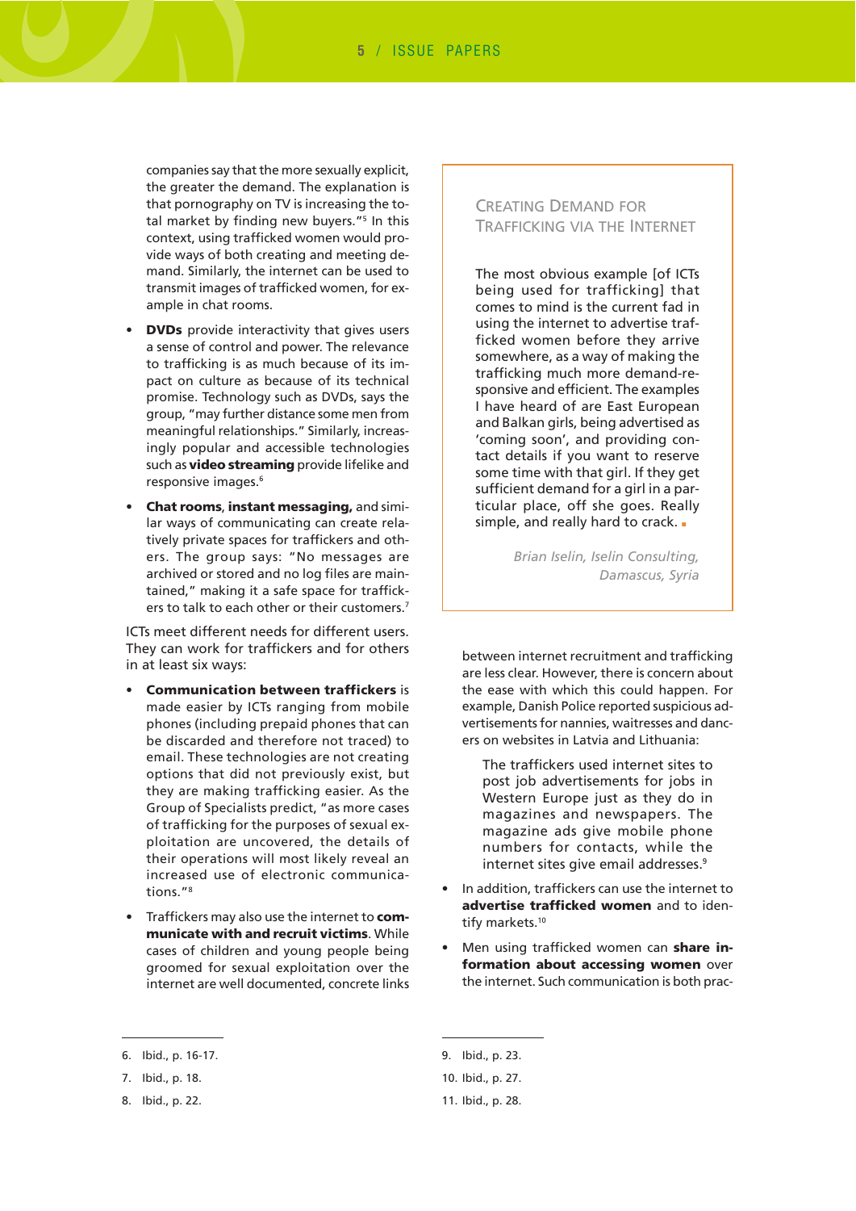companies say that the more sexually explicit, the greater the demand. The explanation is that pornography on TV is increasing the total market by finding new buyers."[5] In this context, using trafficked women would provide ways of both creating and meeting demand. Similarly, the internet can be used to transmit images of trafficked women, for example in chat rooms.

- **DVDs** provide interactivity that gives users a sense of control and power. The relevance to trafficking is as much because of its impact on culture as because of its technical promise. Technology such as DVDs, says the group, "may further distance some men from meaningful relationships." Similarly, increasingly popular and accessible technologies such as **video streaming** provide lifelike and responsive images.[6]

- **Chat rooms**, **instant messaging,** and similar ways of communicating can create relatively private spaces for traffickers and others. The group says: "No messages are archived or stored and no log files are maintained," making it a safe space for traffickers to talk to each other or their customers.[7]

ICTs meet different needs for different users. They can work for traffickers and for others in at least six ways:

- **Communication between traffickers** is made easier by ICTs ranging from mobile phones (including prepaid phones that can be discarded and therefore not traced) to email. These technologies are not creating options that did not previously exist, but they are making trafficking easier. As the Group of Specialists predict, "as more cases of trafficking for the purposes of sexual exploitation are uncovered, the details of their operations will most likely reveal an increased use of electronic communications."[8]

- Traffickers may also use the internet to **communicate with and recruit victims**. While cases of children and young people being groomed for sexual exploitation over the internet are well documented, concrete links between internet recruitment and trafficking are less clear. However, there is concern about the ease with which this could happen. For example, Danish Police reported suspicious advertisements for nannies, waitresses and dancers on websites in Latvia and Lithuania:

> The traffickers used internet sites to post job advertisements for jobs in Western Europe just as they do in magazines and newspapers. The magazine ads give mobile phone numbers for contacts, while the internet sites give email addresses.[9]

- In addition, traffickers can use the internet to **advertise trafficked women** and to identify markets.[10]

- Men using trafficked women can **share information about accessing women** over the internet. Such communication is both prac-

> ### Creating Demand for Trafficking via the Internet
>
> The most obvious example [of ICTs being used for trafficking] that comes to mind is the current fad in using the internet to advertise trafficked women before they arrive somewhere, as a way of making the trafficking much more demand-responsive and efficient. The examples I have heard of are East European and Balkan girls, being advertised as 'coming soon', and providing contact details if you want to reserve some time with that girl. If they get sufficient demand for a girl in a particular place, off she goes. Really simple, and really hard to crack.
>
> *Brian Iselin, Iselin Consulting, Damascus, Syria*

6. Ibid., p. 16-17.
7. Ibid., p. 18.
8. Ibid., p. 22.
9. Ibid., p. 23.
10. Ibid., p. 27.
11. Ibid., p. 28.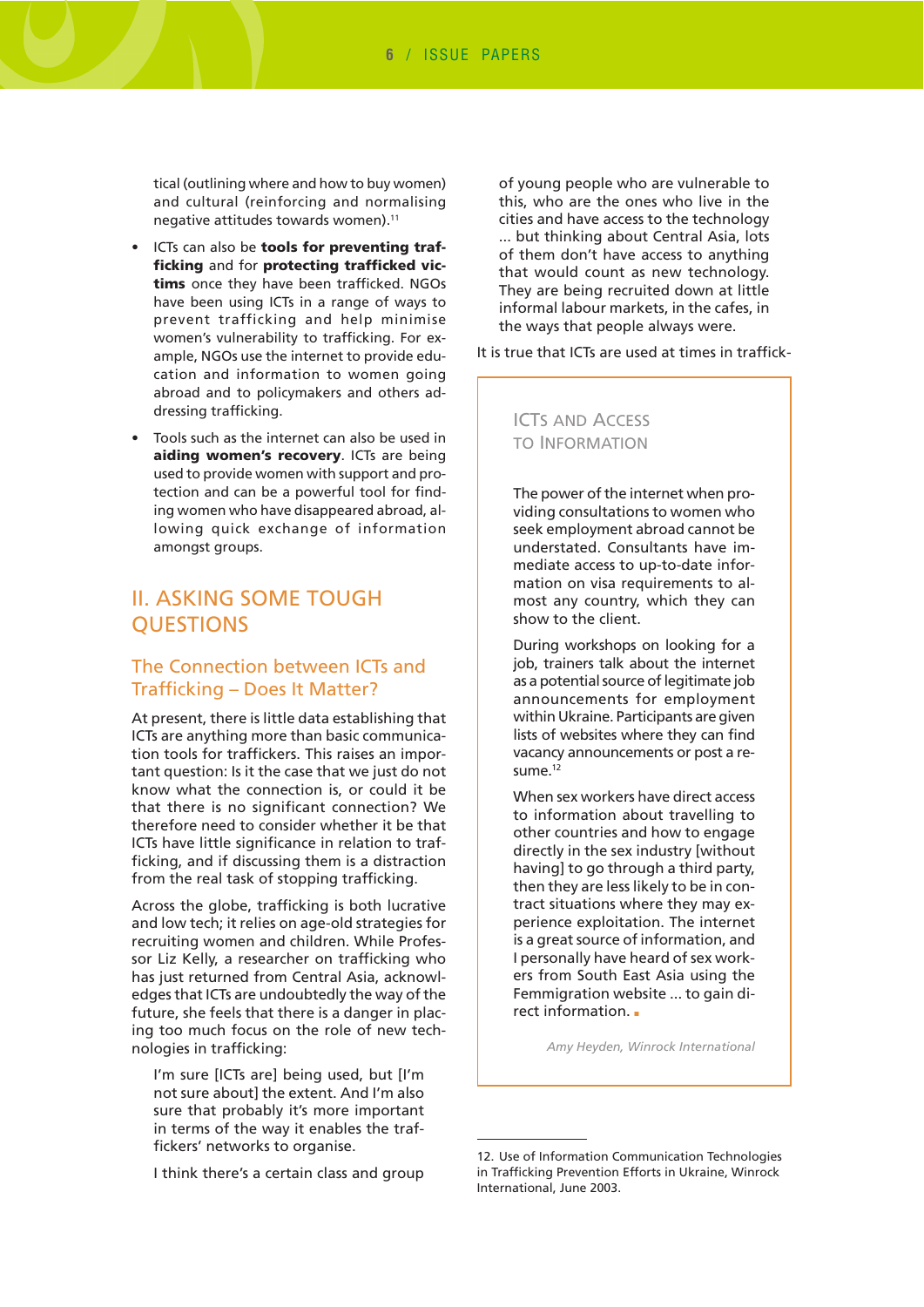tical (outlining where and how to buy women) and cultural (reinforcing and normalising negative attitudes towards women).[11]

- ICTs can also be **tools for preventing trafficking** and for **protecting trafficked victims** once they have been trafficked. NGOs have been using ICTs in a range of ways to prevent trafficking and help minimise women's vulnerability to trafficking. For example, NGOs use the internet to provide education and information to women going abroad and to policymakers and others addressing trafficking.
- Tools such as the internet can also be used in **aiding women's recovery**. ICTs are being used to provide women with support and protection and can be a powerful tool for finding women who have disappeared abroad, allowing quick exchange of information amongst groups.

## II. ASKING SOME TOUGH QUESTIONS

### The Connection between ICTs and Trafficking – Does It Matter?

At present, there is little data establishing that ICTs are anything more than basic communication tools for traffickers. This raises an important question: Is it the case that we just do not know what the connection is, or could it be that there is no significant connection? We therefore need to consider whether it be that ICTs have little significance in relation to trafficking, and if discussing them is a distraction from the real task of stopping trafficking.

Across the globe, trafficking is both lucrative and low tech; it relies on age-old strategies for recruiting women and children. While Professor Liz Kelly, a researcher on trafficking who has just returned from Central Asia, acknowledges that ICTs are undoubtedly the way of the future, she feels that there is a danger in placing too much focus on the role of new technologies in trafficking:

> I'm sure [ICTs are] being used, but [I'm not sure about] the extent. And I'm also sure that probably it's more important in terms of the way it enables the traffickers' networks to organise.
>
> I think there's a certain class and group of young people who are vulnerable to this, who are the ones who live in the cities and have access to the technology ... but thinking about Central Asia, lots of them don't have access to anything that would count as new technology. They are being recruited down at little informal labour markets, in the cafes, in the ways that people always were.

It is true that ICTs are used at times in traffick-

> ### ICTs and Access to Information
>
> The power of the internet when providing consultations to women who seek employment abroad cannot be understated. Consultants have immediate access to up-to-date information on visa requirements to almost any country, which they can show to the client.
>
> During workshops on looking for a job, trainers talk about the internet as a potential source of legitimate job announcements for employment within Ukraine. Participants are given lists of websites where they can find vacancy announcements or post a resume.[12]
>
> When sex workers have direct access to information about travelling to other countries and how to engage directly in the sex industry [without having] to go through a third party, then they are less likely to be in contract situations where they may experience exploitation. The internet is a great source of information, and I personally have heard of sex workers from South East Asia using the Femmigration website ... to gain direct information.
>
> *Amy Heyden, Winrock International*

12. Use of Information Communication Technologies in Trafficking Prevention Efforts in Ukraine, Winrock International, June 2003.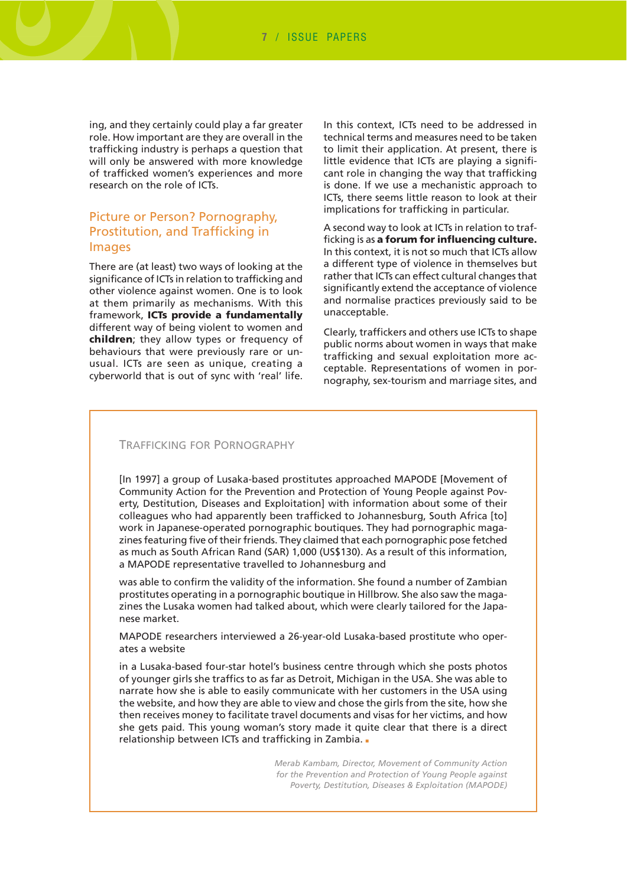ing, and they certainly could play a far greater role. How important are they are overall in the trafficking industry is perhaps a question that will only be answered with more knowledge of trafficked women's experiences and more research on the role of ICTs.

## Picture or Person? Pornography, Prostitution, and Trafficking in Images

There are (at least) two ways of looking at the significance of ICTs in relation to trafficking and other violence against women. One is to look at them primarily as mechanisms. With this framework, **ICTs provide a fundamentally** different way of being violent to women and **children**; they allow types or frequency of behaviours that were previously rare or unusual. ICTs are seen as unique, creating a cyberworld that is out of sync with 'real' life. In this context, ICTs need to be addressed in technical terms and measures need to be taken to limit their application. At present, there is little evidence that ICTs are playing a significant role in changing the way that trafficking is done. If we use a mechanistic approach to ICTs, there seems little reason to look at their implications for trafficking in particular.

A second way to look at ICTs in relation to trafficking is as **a forum for influencing culture.** In this context, it is not so much that ICTs allow a different type of violence in themselves but rather that ICTs can effect cultural changes that significantly extend the acceptance of violence and normalise practices previously said to be unacceptable.

Clearly, traffickers and others use ICTs to shape public norms about women in ways that make trafficking and sexual exploitation more acceptable. Representations of women in pornography, sex-tourism and marriage sites, and

### Trafficking for Pornography

[In 1997] a group of Lusaka-based prostitutes approached MAPODE [Movement of Community Action for the Prevention and Protection of Young People against Poverty, Destitution, Diseases and Exploitation] with information about some of their colleagues who had apparently been trafficked to Johannesburg, South Africa [to] work in Japanese-operated pornographic boutiques. They had pornographic magazines featuring five of their friends. They claimed that each pornographic pose fetched as much as South African Rand (SAR) 1,000 (US$130). As a result of this information, a MAPODE representative travelled to Johannesburg and

was able to confirm the validity of the information. She found a number of Zambian prostitutes operating in a pornographic boutique in Hillbrow. She also saw the magazines the Lusaka women had talked about, which were clearly tailored for the Japanese market.

MAPODE researchers interviewed a 26-year-old Lusaka-based prostitute who operates a website

in a Lusaka-based four-star hotel's business centre through which she posts photos of younger girls she traffics to as far as Detroit, Michigan in the USA. She was able to narrate how she is able to easily communicate with her customers in the USA using the website, and how they are able to view and chose the girls from the site, how she then receives money to facilitate travel documents and visas for her victims, and how she gets paid. This young woman's story made it quite clear that there is a direct relationship between ICTs and trafficking in Zambia.

*Merab Kambam, Director, Movement of Community Action for the Prevention and Protection of Young People against Poverty, Destitution, Diseases & Exploitation (MAPODE)*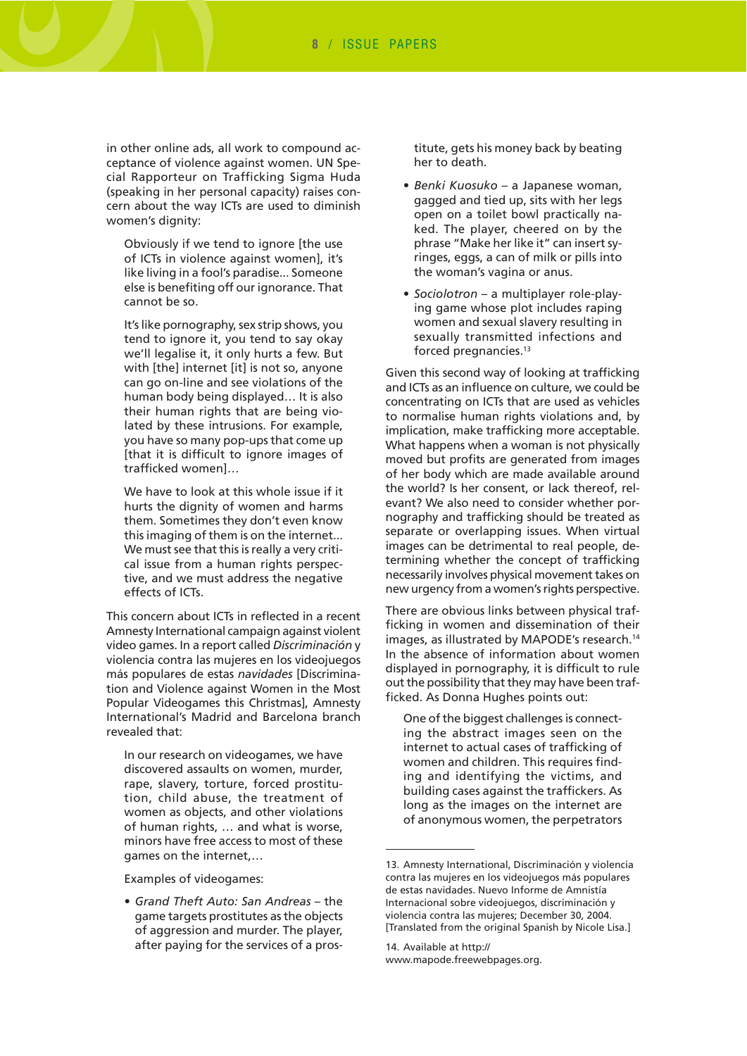in other online ads, all work to compound acceptance of violence against women. UN Special Rapporteur on Trafficking Sigma Huda (speaking in her personal capacity) raises concern about the way ICTs are used to diminish women's dignity:

> Obviously if we tend to ignore [the use of ICTs in violence against women], it's like living in a fool's paradise... Someone else is benefiting off our ignorance. That cannot be so.
>
> It's like pornography, sex strip shows, you tend to ignore it, you tend to say okay we'll legalise it, it only hurts a few. But with [the] internet [it] is not so, anyone can go on-line and see violations of the human body being displayed… It is also their human rights that are being violated by these intrusions. For example, you have so many pop-ups that come up [that it is difficult to ignore images of trafficked women]…
>
> We have to look at this whole issue if it hurts the dignity of women and harms them. Sometimes they don't even know this imaging of them is on the internet... We must see that this is really a very critical issue from a human rights perspective, and we must address the negative effects of ICTs.

This concern about ICTs in reflected in a recent Amnesty International campaign against violent video games. In a report called *Discriminación* y violencia contra las mujeres en los videojuegos más populares de estas *navidades* [Discrimination and Violence against Women in the Most Popular Videogames this Christmas], Amnesty International's Madrid and Barcelona branch revealed that:

> In our research on videogames, we have discovered assaults on women, murder, rape, slavery, torture, forced prostitution, child abuse, the treatment of women as objects, and other violations of human rights, … and what is worse, minors have free access to most of these games on the internet,…
>
> Examples of videogames:
>
> - *Grand Theft Auto: San Andreas* – the game targets prostitutes as the objects of aggression and murder. The player, after paying for the services of a prostitute, gets his money back by beating her to death.
> - *Benki Kuosuko* – a Japanese woman, gagged and tied up, sits with her legs open on a toilet bowl practically naked. The player, cheered on by the phrase "Make her like it" can insert syringes, eggs, a can of milk or pills into the woman's vagina or anus.
> - *Sociolotron* – a multiplayer role-playing game whose plot includes raping women and sexual slavery resulting in sexually transmitted infections and forced pregnancies.[13]

Given this second way of looking at trafficking and ICTs as an influence on culture, we could be concentrating on ICTs that are used as vehicles to normalise human rights violations and, by implication, make trafficking more acceptable. What happens when a woman is not physically moved but profits are generated from images of her body which are made available around the world? Is her consent, or lack thereof, relevant? We also need to consider whether pornography and trafficking should be treated as separate or overlapping issues. When virtual images can be detrimental to real people, determining whether the concept of trafficking necessarily involves physical movement takes on new urgency from a women's rights perspective.

There are obvious links between physical trafficking in women and dissemination of their images, as illustrated by MAPODE's research.[14] In the absence of information about women displayed in pornography, it is difficult to rule out the possibility that they may have been trafficked. As Donna Hughes points out:

> One of the biggest challenges is connecting the abstract images seen on the internet to actual cases of trafficking of women and children. This requires finding and identifying the victims, and building cases against the traffickers. As long as the images on the internet are of anonymous women, the perpetrators

---

13. Amnesty International, Discriminación y violencia contra las mujeres en los videojuegos más populares de estas navidades. Nuevo Informe de Amnistía Internacional sobre videojuegos, discriminación y violencia contra las mujeres; December 30, 2004. [Translated from the original Spanish by Nicole Lisa.]

14. Available at http://www.mapode.freewebpages.org.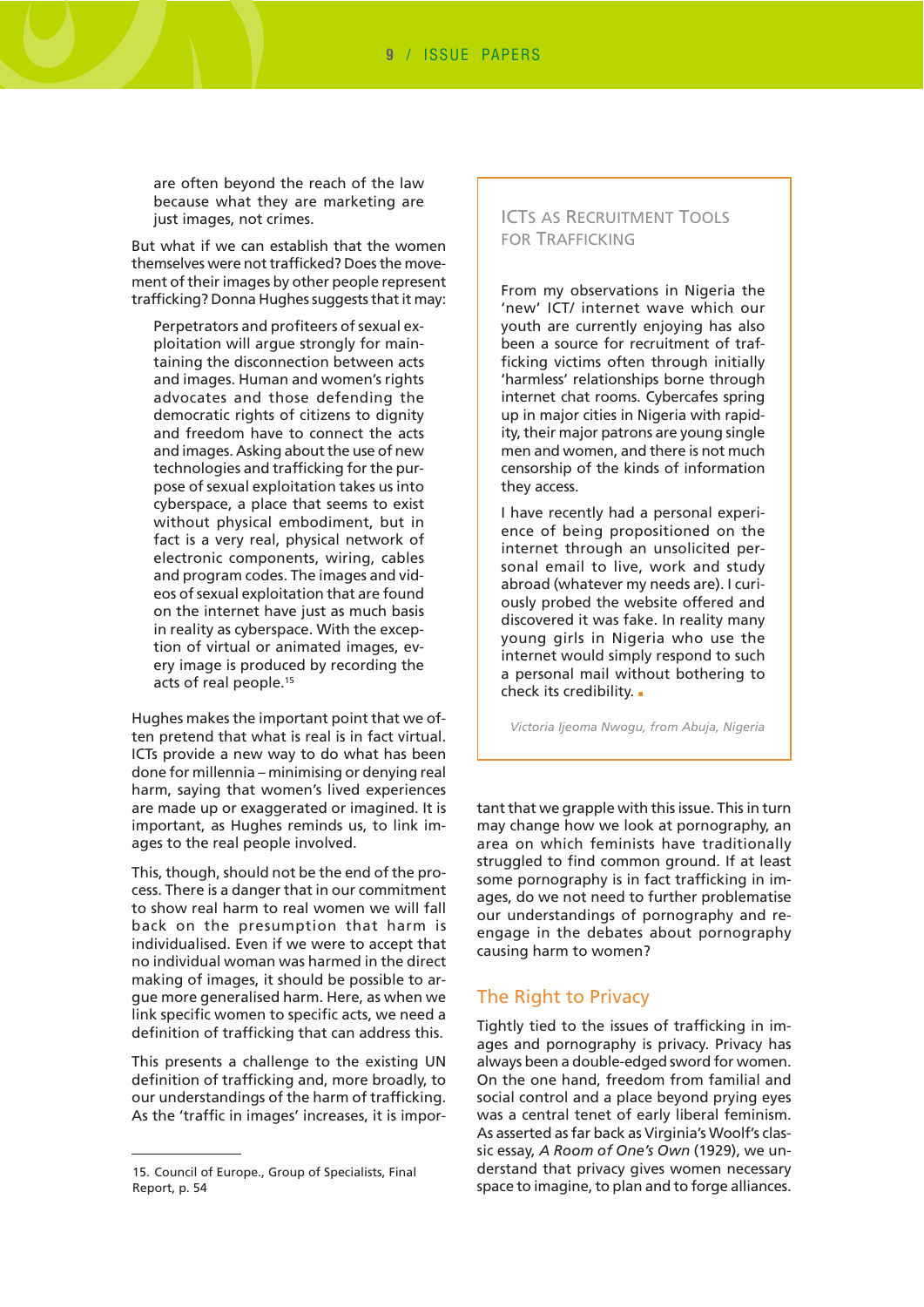> are often beyond the reach of the law because what they are marketing are just images, not crimes.

But what if we can establish that the women themselves were not trafficked? Does the movement of their images by other people represent trafficking? Donna Hughes suggests that it may:

> Perpetrators and profiteers of sexual exploitation will argue strongly for maintaining the disconnection between acts and images. Human and women's rights advocates and those defending the democratic rights of citizens to dignity and freedom have to connect the acts and images. Asking about the use of new technologies and trafficking for the purpose of sexual exploitation takes us into cyberspace, a place that seems to exist without physical embodiment, but in fact is a very real, physical network of electronic components, wiring, cables and program codes. The images and videos of sexual exploitation that are found on the internet have just as much basis in reality as cyberspace. With the exception of virtual or animated images, every image is produced by recording the acts of real people.[15]

Hughes makes the important point that we often pretend that what is real is in fact virtual. ICTs provide a new way to do what has been done for millennia – minimising or denying real harm, saying that women's lived experiences are made up or exaggerated or imagined. It is important, as Hughes reminds us, to link images to the real people involved.

This, though, should not be the end of the process. There is a danger that in our commitment to show real harm to real women we will fall back on the presumption that harm is individualised. Even if we were to accept that no individual woman was harmed in the direct making of images, it should be possible to argue more generalised harm. Here, as when we link specific women to specific acts, we need a definition of trafficking that can address this.

This presents a challenge to the existing UN definition of trafficking and, more broadly, to our understandings of the harm of trafficking. As the 'traffic in images' increases, it is important that we grapple with this issue. This in turn may change how we look at pornography, an area on which feminists have traditionally struggled to find common ground. If at least some pornography is in fact trafficking in images, do we not need to further problematise our understandings of pornography and re-engage in the debates about pornography causing harm to women?

### ICTs as Recruitment Tools for Trafficking

From my observations in Nigeria the 'new' ICT/ internet wave which our youth are currently enjoying has also been a source for recruitment of trafficking victims often through initially 'harmless' relationships borne through internet chat rooms. Cybercafes spring up in major cities in Nigeria with rapidity, their major patrons are young single men and women, and there is not much censorship of the kinds of information they access.

I have recently had a personal experience of being propositioned on the internet through an unsolicited personal email to live, work and study abroad (whatever my needs are). I curiously probed the website offered and discovered it was fake. In reality many young girls in Nigeria who use the internet would simply respond to such a personal mail without bothering to check its credibility.

*Victoria Ijeoma Nwogu, from Abuja, Nigeria*

## The Right to Privacy

Tightly tied to the issues of trafficking in images and pornography is privacy. Privacy has always been a double-edged sword for women. On the one hand, freedom from familial and social control and a place beyond prying eyes was a central tenet of early liberal feminism. As asserted as far back as Virginia's Woolf's classic essay, *A Room of One's Own* (1929), we understand that privacy gives women necessary space to imagine, to plan and to forge alliances.

---

15. Council of Europe., Group of Specialists, Final Report, p. 54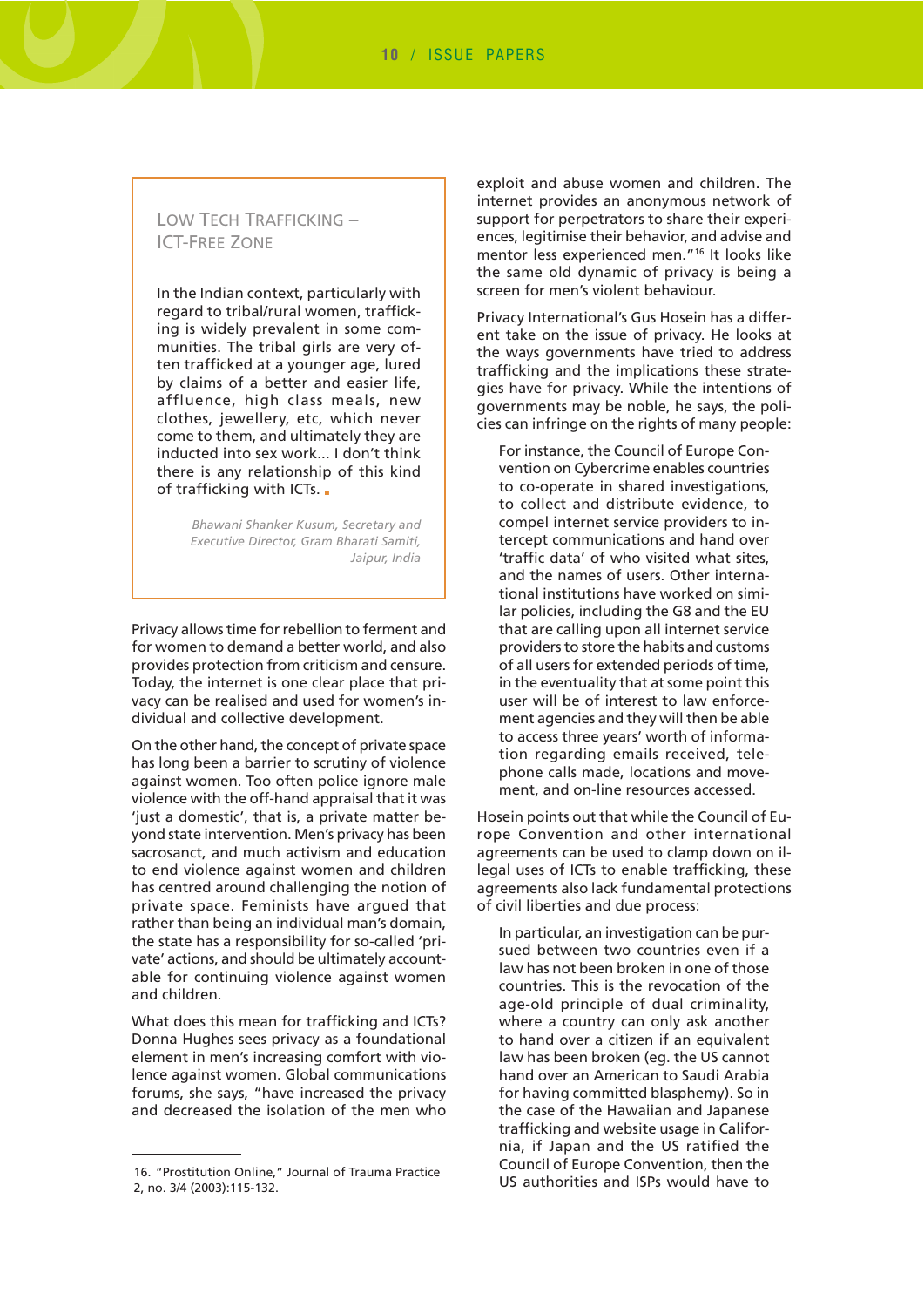> ### Low Tech Trafficking – ICT-Free Zone
>
> In the Indian context, particularly with regard to tribal/rural women, trafficking is widely prevalent in some communities. The tribal girls are very often trafficked at a younger age, lured by claims of a better and easier life, affluence, high class meals, new clothes, jewellery, etc, which never come to them, and ultimately they are inducted into sex work... I don't think there is any relationship of this kind of trafficking with ICTs.
>
> *Bhawani Shanker Kusum, Secretary and Executive Director, Gram Bharati Samiti, Jaipur, India*

Privacy allows time for rebellion to ferment and for women to demand a better world, and also provides protection from criticism and censure. Today, the internet is one clear place that privacy can be realised and used for women's individual and collective development.

On the other hand, the concept of private space has long been a barrier to scrutiny of violence against women. Too often police ignore male violence with the off-hand appraisal that it was 'just a domestic', that is, a private matter beyond state intervention. Men's privacy has been sacrosanct, and much activism and education to end violence against women and children has centred around challenging the notion of private space. Feminists have argued that rather than being an individual man's domain, the state has a responsibility for so-called 'private' actions, and should be ultimately accountable for continuing violence against women and children.

What does this mean for trafficking and ICTs? Donna Hughes sees privacy as a foundational element in men's increasing comfort with violence against women. Global communications forums, she says, "have increased the privacy and decreased the isolation of the men who exploit and abuse women and children. The internet provides an anonymous network of support for perpetrators to share their experiences, legitimise their behavior, and advise and mentor less experienced men."[16] It looks like the same old dynamic of privacy is being a screen for men's violent behaviour.

Privacy International's Gus Hosein has a different take on the issue of privacy. He looks at the ways governments have tried to address trafficking and the implications these strategies have for privacy. While the intentions of governments may be noble, he says, the policies can infringe on the rights of many people:

> For instance, the Council of Europe Convention on Cybercrime enables countries to co-operate in shared investigations, to collect and distribute evidence, to compel internet service providers to intercept communications and hand over 'traffic data' of who visited what sites, and the names of users. Other international institutions have worked on similar policies, including the G8 and the EU that are calling upon all internet service providers to store the habits and customs of all users for extended periods of time, in the eventuality that at some point this user will be of interest to law enforcement agencies and they will then be able to access three years' worth of information regarding emails received, telephone calls made, locations and movement, and on-line resources accessed.

Hosein points out that while the Council of Europe Convention and other international agreements can be used to clamp down on illegal uses of ICTs to enable trafficking, these agreements also lack fundamental protections of civil liberties and due process:

> In particular, an investigation can be pursued between two countries even if a law has not been broken in one of those countries. This is the revocation of the age-old principle of dual criminality, where a country can only ask another to hand over a citizen if an equivalent law has been broken (eg. the US cannot hand over an American to Saudi Arabia for having committed blasphemy). So in the case of the Hawaiian and Japanese trafficking and website usage in California, if Japan and the US ratified the Council of Europe Convention, then the US authorities and ISPs would have to

---

16. "Prostitution Online," Journal of Trauma Practice 2, no. 3/4 (2003):115-132.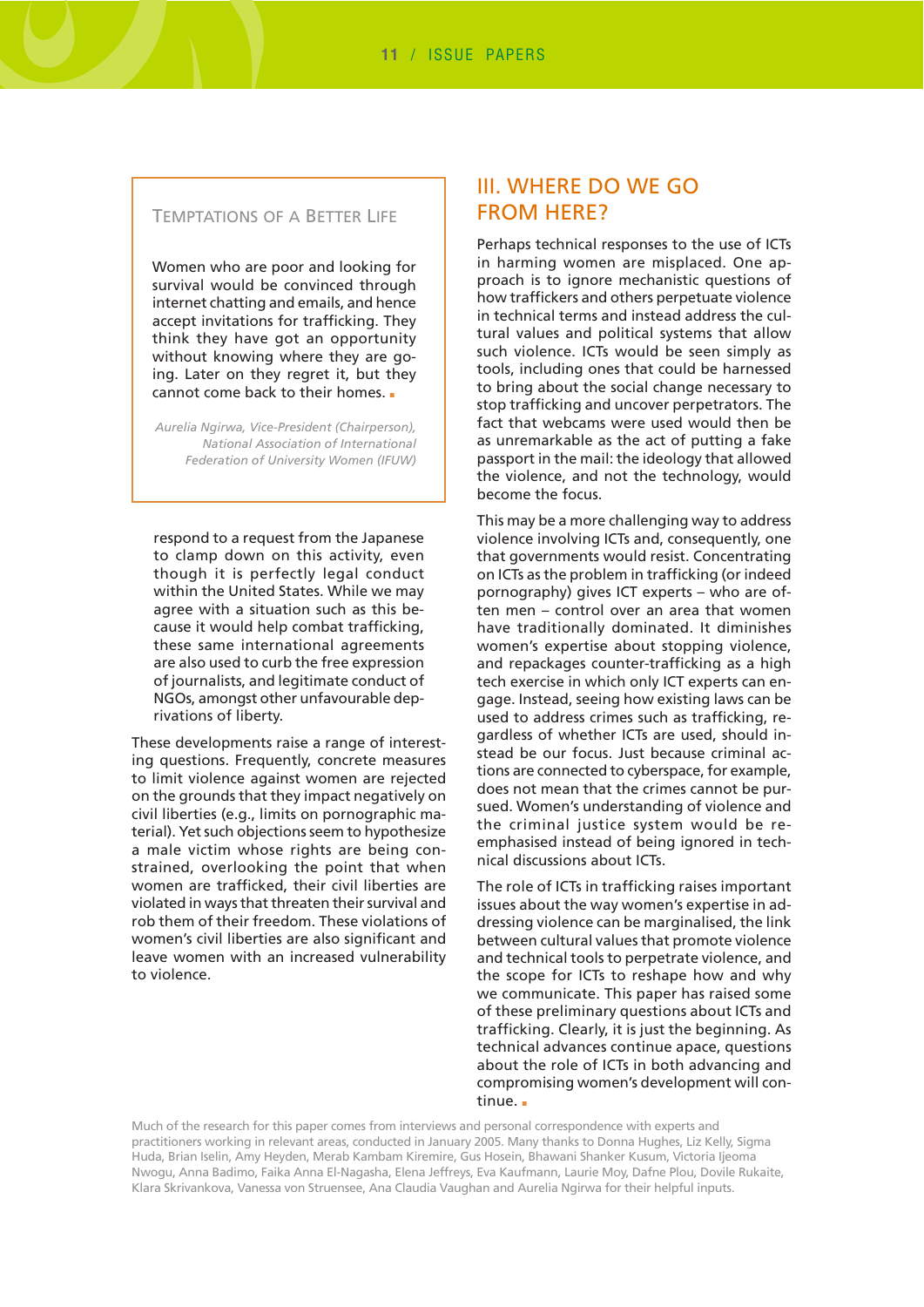> **TEMPTATIONS OF A BETTER LIFE**
>
> Women who are poor and looking for survival would be convinced through internet chatting and emails, and hence accept invitations for trafficking. They think they have got an opportunity without knowing where they are going. Later on they regret it, but they cannot come back to their homes. ▪
>
> *Aurelia Ngirwa, Vice-President (Chairperson), National Association of International Federation of University Women (IFUW)*

respond to a request from the Japanese to clamp down on this activity, even though it is perfectly legal conduct within the United States. While we may agree with a situation such as this because it would help combat trafficking, these same international agreements are also used to curb the free expression of journalists, and legitimate conduct of NGOs, amongst other unfavourable deprivations of liberty.

These developments raise a range of interesting questions. Frequently, concrete measures to limit violence against women are rejected on the grounds that they impact negatively on civil liberties (e.g., limits on pornographic material). Yet such objections seem to hypothesize a male victim whose rights are being constrained, overlooking the point that when women are trafficked, their civil liberties are violated in ways that threaten their survival and rob them of their freedom. These violations of women's civil liberties are also significant and leave women with an increased vulnerability to violence.

## III. WHERE DO WE GO FROM HERE?

Perhaps technical responses to the use of ICTs in harming women are misplaced. One approach is to ignore mechanistic questions of how traffickers and others perpetuate violence in technical terms and instead address the cultural values and political systems that allow such violence. ICTs would be seen simply as tools, including ones that could be harnessed to bring about the social change necessary to stop trafficking and uncover perpetrators. The fact that webcams were used would then be as unremarkable as the act of putting a fake passport in the mail: the ideology that allowed the violence, and not the technology, would become the focus.

This may be a more challenging way to address violence involving ICTs and, consequently, one that governments would resist. Concentrating on ICTs as the problem in trafficking (or indeed pornography) gives ICT experts – who are often men – control over an area that women have traditionally dominated. It diminishes women's expertise about stopping violence, and repackages counter-trafficking as a high tech exercise in which only ICT experts can engage. Instead, seeing how existing laws can be used to address crimes such as trafficking, regardless of whether ICTs are used, should instead be our focus. Just because criminal actions are connected to cyberspace, for example, does not mean that the crimes cannot be pursued. Women's understanding of violence and the criminal justice system would be re-emphasised instead of being ignored in technical discussions about ICTs.

The role of ICTs in trafficking raises important issues about the way women's expertise in addressing violence can be marginalised, the link between cultural values that promote violence and technical tools to perpetrate violence, and the scope for ICTs to reshape how and why we communicate. This paper has raised some of these preliminary questions about ICTs and trafficking. Clearly, it is just the beginning. As technical advances continue apace, questions about the role of ICTs in both advancing and compromising women's development will continue. ▪

Much of the research for this paper comes from interviews and personal correspondence with experts and practitioners working in relevant areas, conducted in January 2005. Many thanks to Donna Hughes, Liz Kelly, Sigma Huda, Brian Iselin, Amy Heyden, Merab Kambam Kiremire, Gus Hosein, Bhawani Shanker Kusum, Victoria Ijeoma Nwogu, Anna Badimo, Faika Anna El-Nagasha, Elena Jeffreys, Eva Kaufmann, Laurie Moy, Dafne Plou, Dovile Rukaite, Klara Skrivankova, Vanessa von Struensee, Ana Claudia Vaughan and Aurelia Ngirwa for their helpful inputs.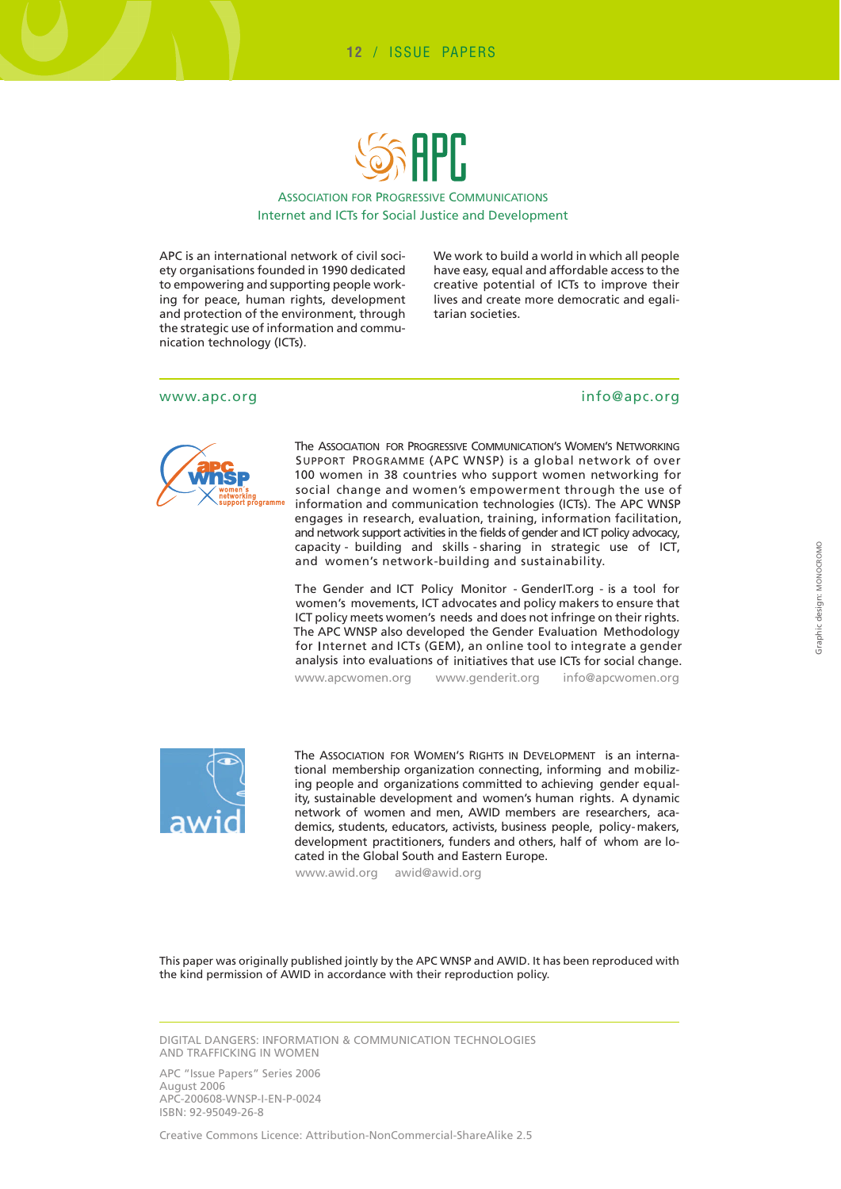# APC

ASSOCIATION FOR PROGRESSIVE COMMUNICATIONS

Internet and ICTs for Social Justice and Development

APC is an international network of civil society organisations founded in 1990 dedicated to empowering and supporting people working for peace, human rights, development and protection of the environment, through the strategic use of information and communication technology (ICTs).

We work to build a world in which all people have easy, equal and affordable access to the creative potential of ICTs to improve their lives and create more democratic and egalitarian societies.

www.apc.org info@apc.org

The ASSOCIATION FOR PROGRESSIVE COMMUNICATION'S WOMEN'S NETWORKING SUPPORT PROGRAMME (APC WNSP) is a global network of over 100 women in 38 countries who support women networking for social change and women's empowerment through the use of information and communication technologies (ICTs). The APC WNSP engages in research, evaluation, training, information facilitation, and network support activities in the fields of gender and ICT policy advocacy, capacity - building and skills - sharing in strategic use of ICT, and women's network-building and sustainability.

The Gender and ICT Policy Monitor - GenderIT.org - is a tool for women's movements, ICT advocates and policy makers to ensure that ICT policy meets women's needs and does not infringe on their rights. The APC WNSP also developed the Gender Evaluation Methodology for Internet and ICTs (GEM), an online tool to integrate a gender analysis into evaluations of initiatives that use ICTs for social change.

www.apcwomen.org www.genderit.org info@apcwomen.org

The ASSOCIATION FOR WOMEN'S RIGHTS IN DEVELOPMENT is an international membership organization connecting, informing and mobilizing people and organizations committed to achieving gender equality, sustainable development and women's human rights. A dynamic network of women and men, AWID members are researchers, academics, students, educators, activists, business people, policy-makers, development practitioners, funders and others, half of whom are located in the Global South and Eastern Europe.

www.awid.org awid@awid.org

This paper was originally published jointly by the APC WNSP and AWID. It has been reproduced with the kind permission of AWID in accordance with their reproduction policy.

DIGITAL DANGERS: INFORMATION & COMMUNICATION TECHNOLOGIES AND TRAFFICKING IN WOMEN

APC "Issue Papers" Series 2006
August 2006
APC-200608-WNSP-I-EN-P-0024
ISBN: 92-95049-26-8

Creative Commons Licence: Attribution-NonCommercial-ShareAlike 2.5

Graphic design: MONOCROMO